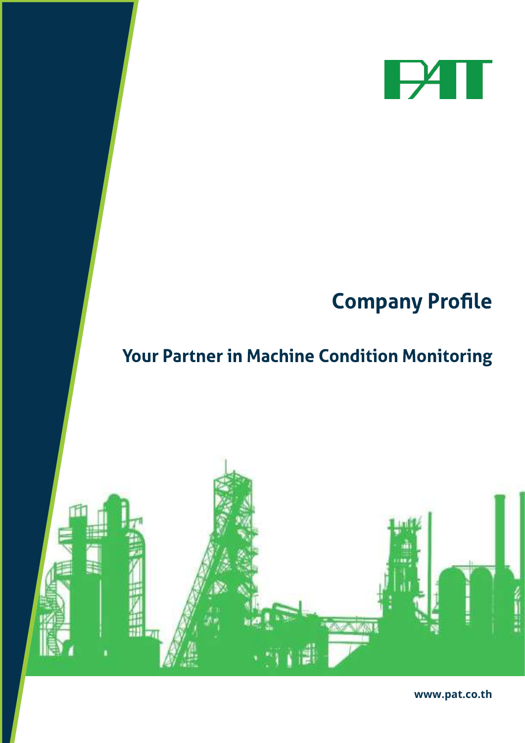PAT

# Company Profile

## Your Partner in Machine Condition Monitoring

www.pat.co.th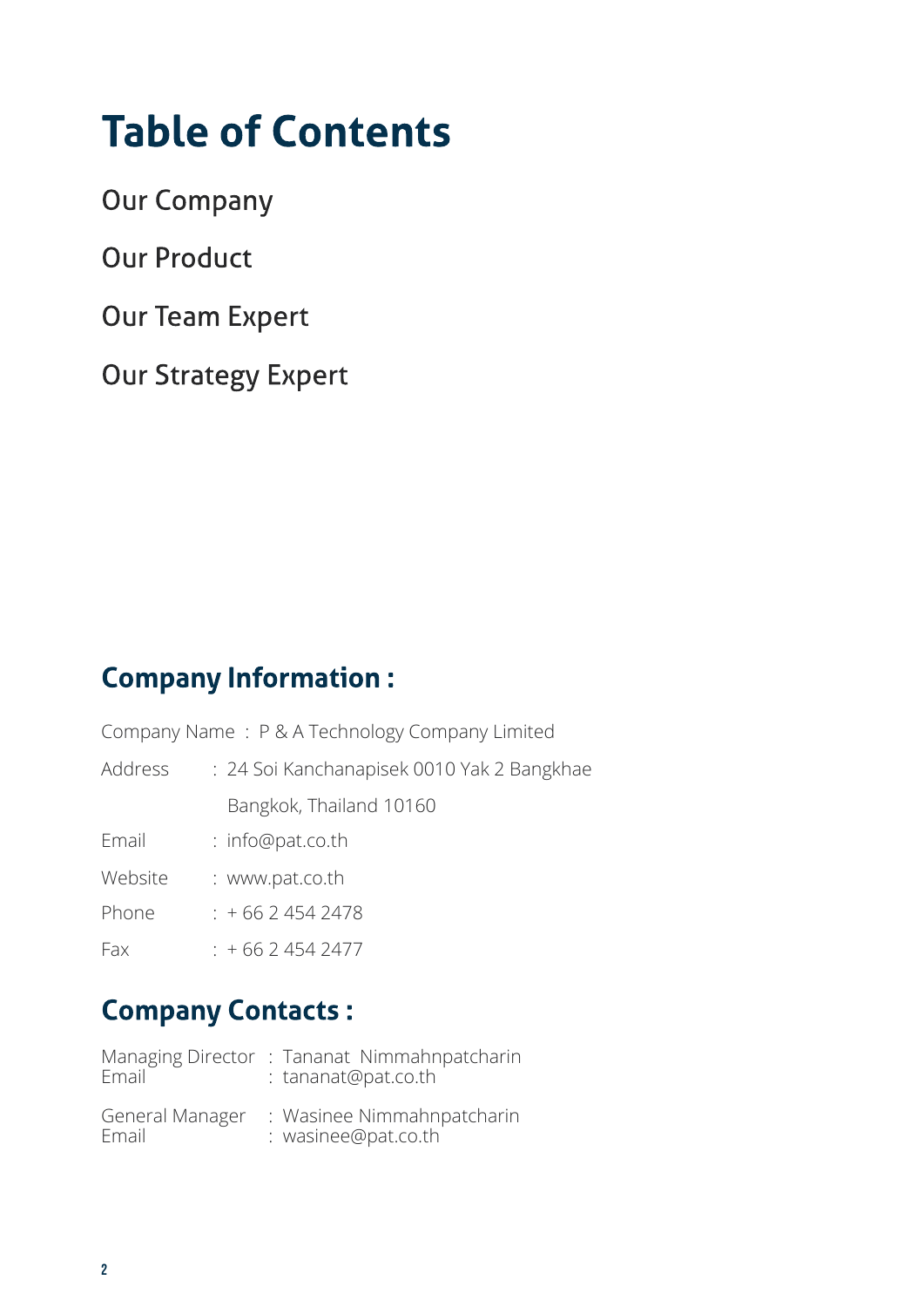# Table of Contents

Our Company

Our Product

Our Team Expert

Our Strategy Expert

## Company Information :

Company Name : P & A Technology Company Limited

Address : 24 Soi Kanchanapisek 0010 Yak 2 Bangkhae
Bangkok, Thailand 10160

Email : info@pat.co.th

Website : www.pat.co.th

Phone : + 66 2 454 2478

Fax : + 66 2 454 2477

## Company Contacts :

Managing Director : Tananat Nimmahnpatcharin
Email : tananat@pat.co.th

General Manager : Wasinee Nimmahnpatcharin
Email : wasinee@pat.co.th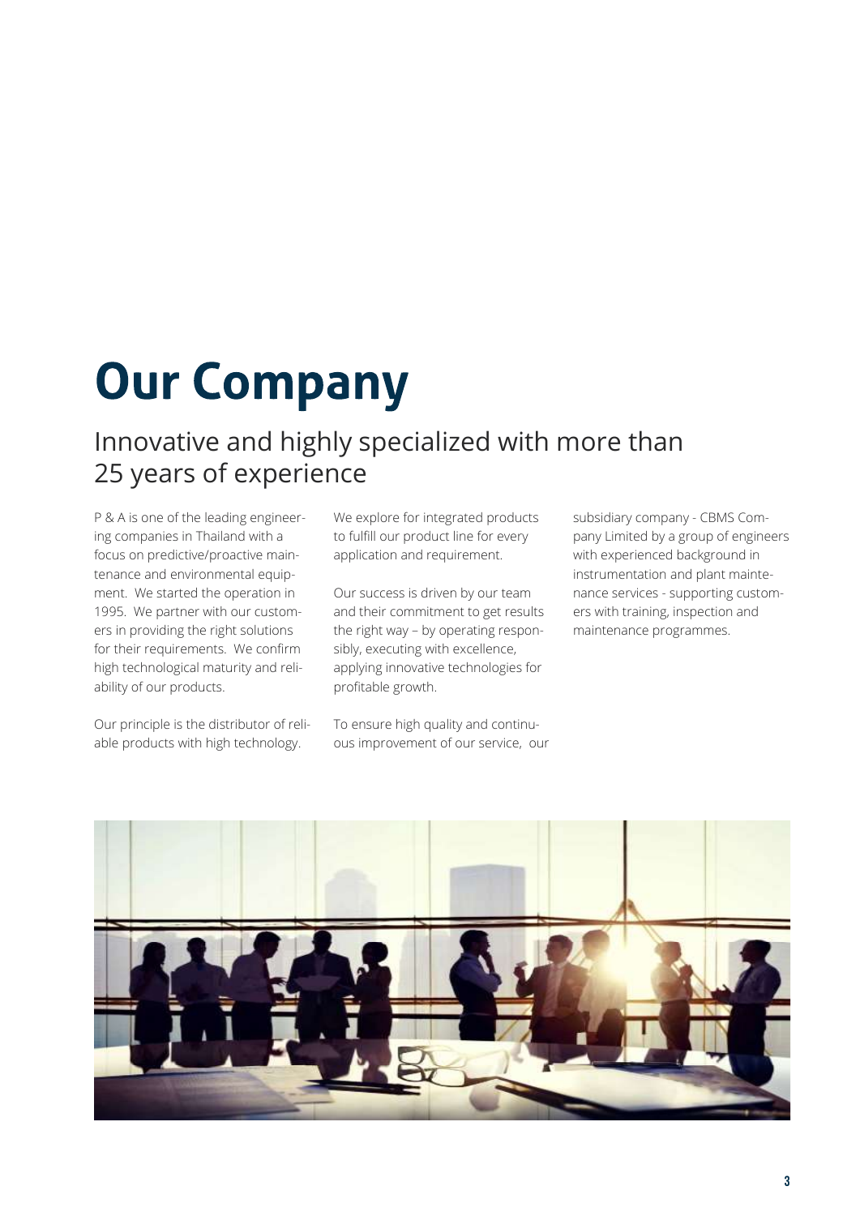# Our Company

## Innovative and highly specialized with more than 25 years of experience

P & A is one of the leading engineering companies in Thailand with a focus on predictive/proactive maintenance and environmental equipment. We started the operation in 1995. We partner with our customers in providing the right solutions for their requirements. We confirm high technological maturity and reliability of our products.

Our principle is the distributor of reliable products with high technology. We explore for integrated products to fulfill our product line for every application and requirement.

Our success is driven by our team and their commitment to get results the right way – by operating responsibly, executing with excellence, applying innovative technologies for profitable growth.

To ensure high quality and continuous improvement of our service, our subsidiary company - CBMS Company Limited by a group of engineers with experienced background in instrumentation and plant maintenance services - supporting customers with training, inspection and maintenance programmes.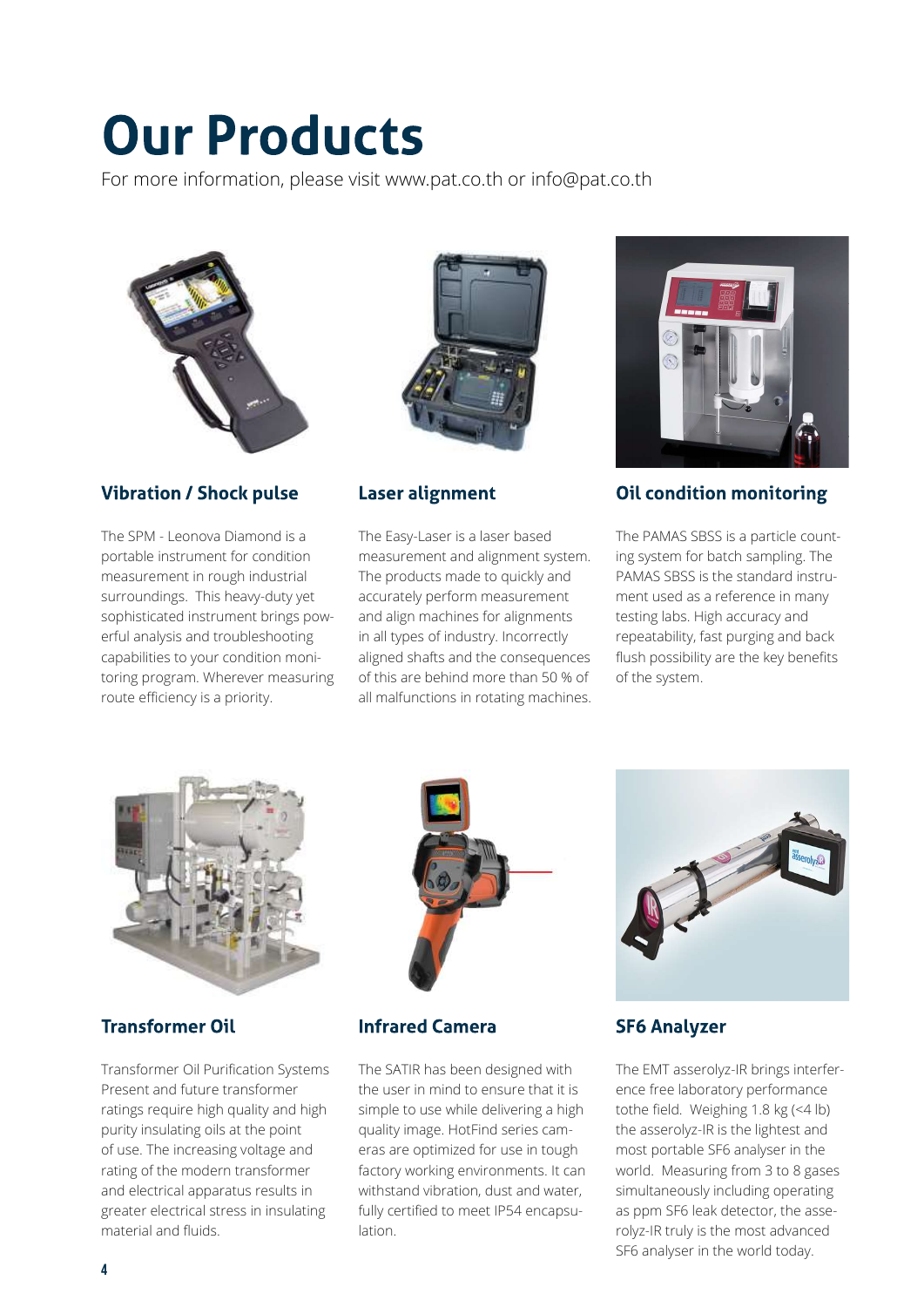# Our Products

For more information, please visit www.pat.co.th or info@pat.co.th

### Vibration / Shock pulse

The SPM - Leonova Diamond is a portable instrument for condition measurement in rough industrial surroundings. This heavy-duty yet sophisticated instrument brings powerful analysis and troubleshooting capabilities to your condition monitoring program. Wherever measuring route efficiency is a priority.

### Laser alignment

The Easy-Laser is a laser based measurement and alignment system. The products made to quickly and accurately perform measurement and align machines for alignments in all types of industry. Incorrectly aligned shafts and the consequences of this are behind more than 50 % of all malfunctions in rotating machines.

### Oil condition monitoring

The PAMAS SBSS is a particle counting system for batch sampling. The PAMAS SBSS is the standard instrument used as a reference in many testing labs. High accuracy and repeatability, fast purging and back flush possibility are the key benefits of the system.

### Transformer Oil

Transformer Oil Purification Systems Present and future transformer ratings require high quality and high purity insulating oils at the point of use. The increasing voltage and rating of the modern transformer and electrical apparatus results in greater electrical stress in insulating material and fluids.

### Infrared Camera

The SATIR has been designed with the user in mind to ensure that it is simple to use while delivering a high quality image. HotFind series cameras are optimized for use in tough factory working environments. It can withstand vibration, dust and water, fully certified to meet IP54 encapsulation.

### SF6 Analyzer

The EMT asserolyz-IR brings interference free laboratory performance tothe field. Weighing 1.8 kg (<4 lb) the asserolyz-IR is the lightest and most portable SF6 analyser in the world. Measuring from 3 to 8 gases simultaneously including operating as ppm SF6 leak detector, the asserolyz-IR truly is the most advanced SF6 analyser in the world today.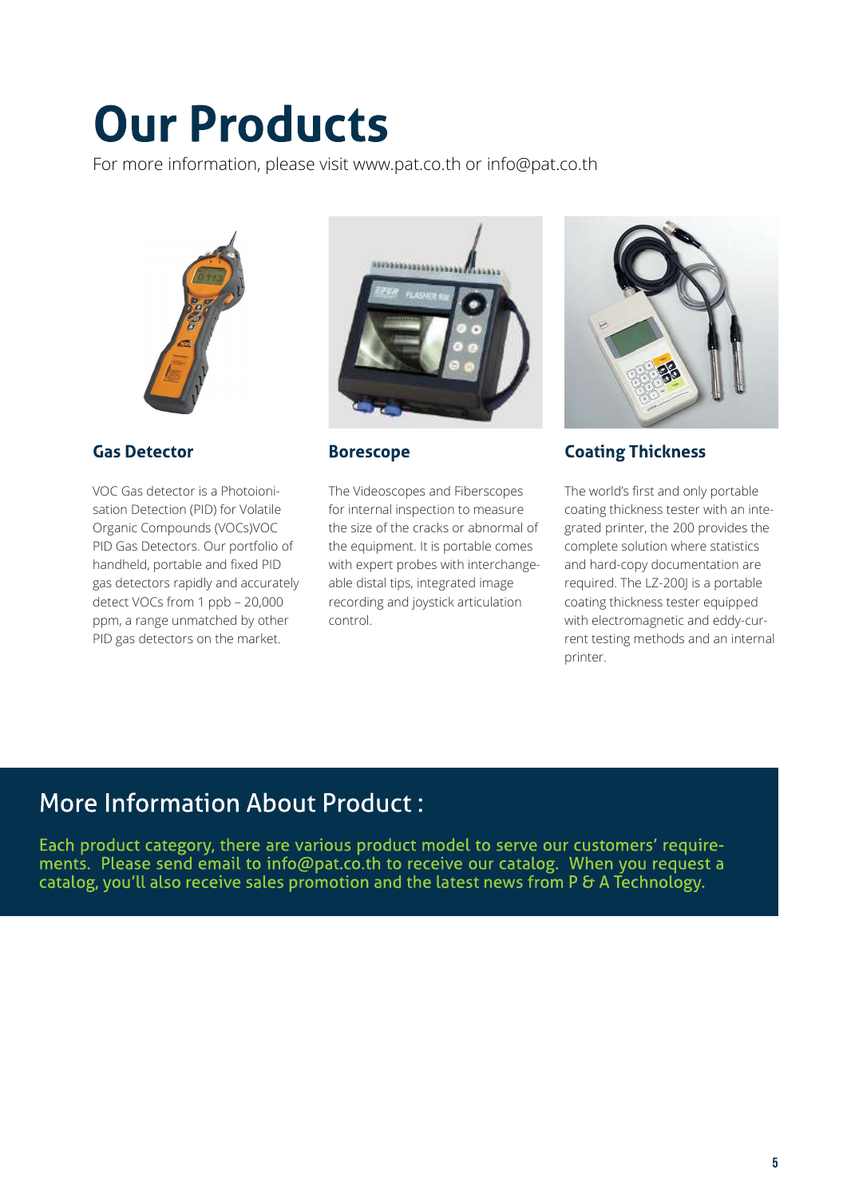# Our Products

For more information, please visit www.pat.co.th or info@pat.co.th

### Gas Detector

VOC Gas detector is a Photoionisation Detection (PID) for Volatile Organic Compounds (VOCs)VOC PID Gas Detectors. Our portfolio of handheld, portable and fixed PID gas detectors rapidly and accurately detect VOCs from 1 ppb – 20,000 ppm, a range unmatched by other PID gas detectors on the market.

### Borescope

The Videoscopes and Fiberscopes for internal inspection to measure the size of the cracks or abnormal of the equipment. It is portable comes with expert probes with interchangeable distal tips, integrated image recording and joystick articulation control.

### Coating Thickness

The world's first and only portable coating thickness tester with an integrated printer, the 200 provides the complete solution where statistics and hard-copy documentation are required. The LZ-200J is a portable coating thickness tester equipped with electromagnetic and eddy-current testing methods and an internal printer.

## More Information About Product :

Each product category, there are various product model to serve our customers' requirements. Please send email to info@pat.co.th to receive our catalog. When you request a catalog, you'll also receive sales promotion and the latest news from P & A Technology.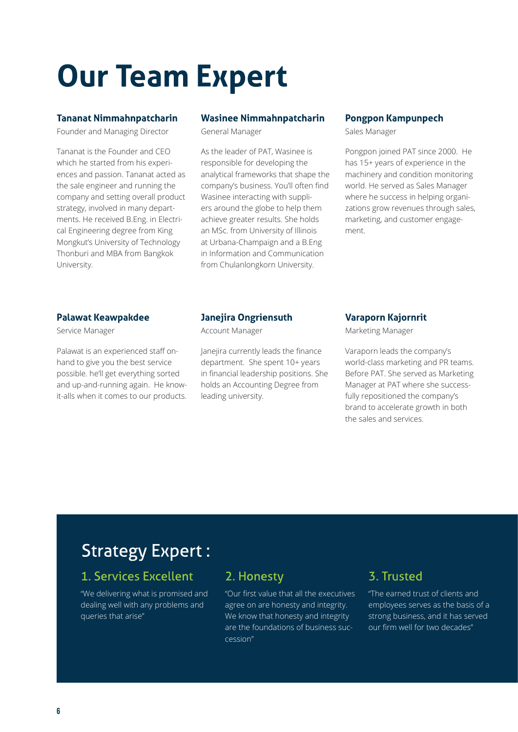# Our Team Expert

### Tananat Nimmahnpatcharin

Founder and Managing Director

Tananat is the Founder and CEO which he started from his experiences and passion. Tananat acted as the sale engineer and running the company and setting overall product strategy, involved in many departments. He received B.Eng. in Electrical Engineering degree from King Mongkut's University of Technology Thonburi and MBA from Bangkok University.

### Wasinee Nimmahnpatcharin

General Manager

As the leader of PAT, Wasinee is responsible for developing the analytical frameworks that shape the company's business. You'll often find Wasinee interacting with suppliers around the globe to help them achieve greater results. She holds an MSc. from University of Illinois at Urbana-Champaign and a B.Eng in Information and Communication from Chulanlongkorn University.

### Pongpon Kampunpech

Sales Manager

Pongpon joined PAT since 2000. He has 15+ years of experience in the machinery and condition monitoring world. He served as Sales Manager where he success in helping organizations grow revenues through sales, marketing, and customer engagement.

### Palawat Keawpakdee

Service Manager

Palawat is an experienced staff on-hand to give you the best service possible. he'll get everything sorted and up-and-running again. He know-it-alls when it comes to our products.

### Janejira Ongriensuth

Account Manager

Janejira currently leads the finance department. She spent 10+ years in financial leadership positions. She holds an Accounting Degree from leading university.

### Varaporn Kajornrit

Marketing Manager

Varaporn leads the company's world-class marketing and PR teams. Before PAT. She served as Marketing Manager at PAT where she successfully repositioned the company's brand to accelerate growth in both the sales and services.

## Strategy Expert :

### 1. Services Excellent

"We delivering what is promised and dealing well with any problems and queries that arise"

### 2. Honesty

"Our first value that all the executives agree on are honesty and integrity. We know that honesty and integrity are the foundations of business succession"

### 3. Trusted

"The earned trust of clients and employees serves as the basis of a strong business, and it has served our firm well for two decades"